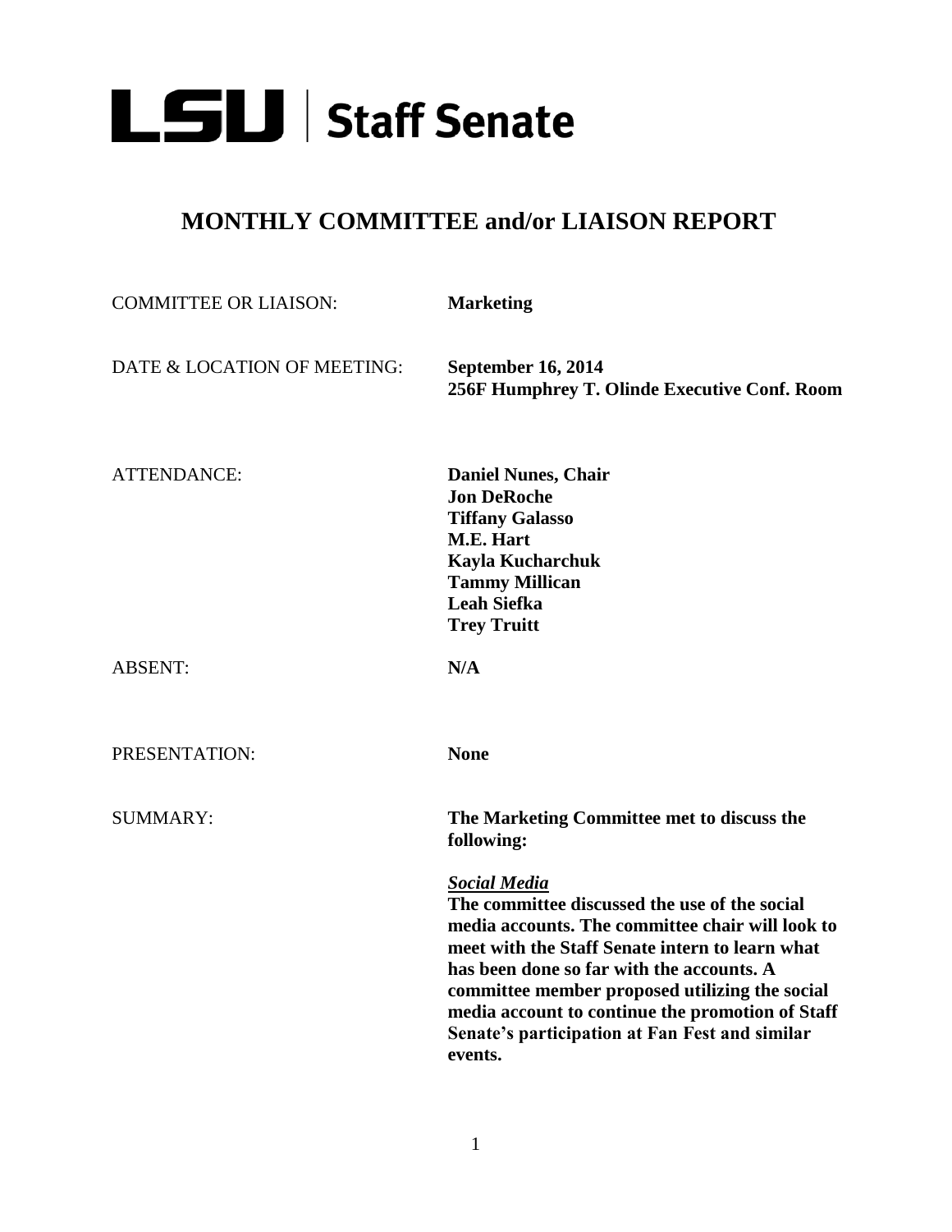# LSU | Staff Senate

## MONTHLY COMMITTEE and/or LIAISON REPORT

COMMITTEE OR LIAISON: **Marketing**

DATE & LOCATION OF MEETING: **September 16, 2014**
**256F Humphrey T. Olinde Executive Conf. Room**

ATTENDANCE:
**Daniel Nunes, Chair**
**Jon DeRoche**
**Tiffany Galasso**
**M.E. Hart**
**Kayla Kucharchuk**
**Tammy Millican**
**Leah Siefka**
**Trey Truitt**

ABSENT: **N/A**

PRESENTATION: **None**

SUMMARY: **The Marketing Committee met to discuss the following:**

***Social Media***
**The committee discussed the use of the social media accounts. The committee chair will look to meet with the Staff Senate intern to learn what has been done so far with the accounts. A committee member proposed utilizing the social media account to continue the promotion of Staff Senate's participation at Fan Fest and similar events.**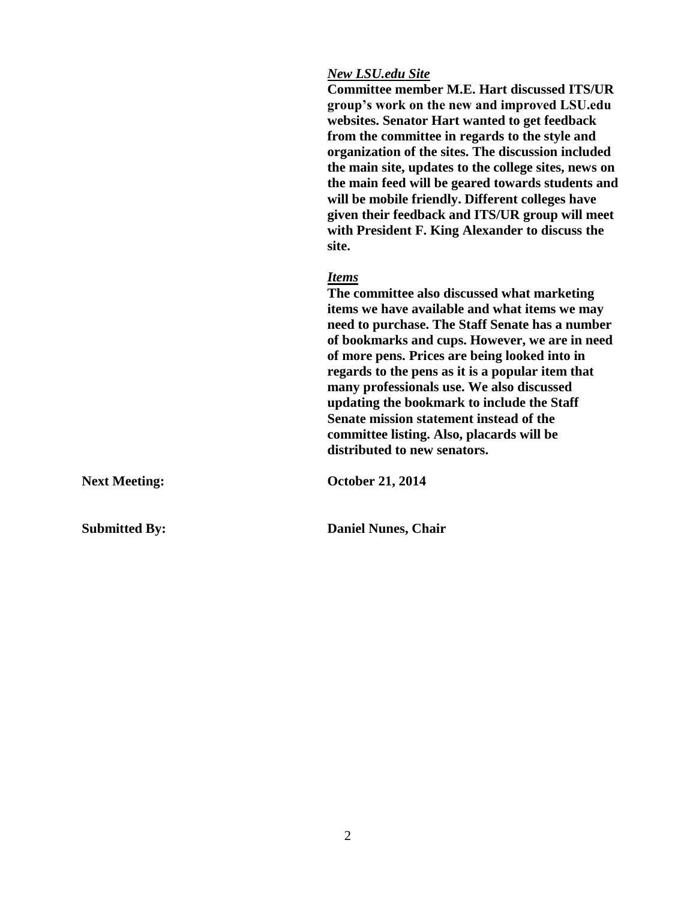***New LSU.edu Site***

**Committee member M.E. Hart discussed ITS/UR group's work on the new and improved LSU.edu websites. Senator Hart wanted to get feedback from the committee in regards to the style and organization of the sites. The discussion included the main site, updates to the college sites, news on the main feed will be geared towards students and will be mobile friendly. Different colleges have given their feedback and ITS/UR group will meet with President F. King Alexander to discuss the site.**

***Items***

**The committee also discussed what marketing items we have available and what items we may need to purchase. The Staff Senate has a number of bookmarks and cups. However, we are in need of more pens. Prices are being looked into in regards to the pens as it is a popular item that many professionals use. We also discussed updating the bookmark to include the Staff Senate mission statement instead of the committee listing. Also, placards will be distributed to new senators.**

**Next Meeting:** **October 21, 2014**

**Submitted By:** **Daniel Nunes, Chair**